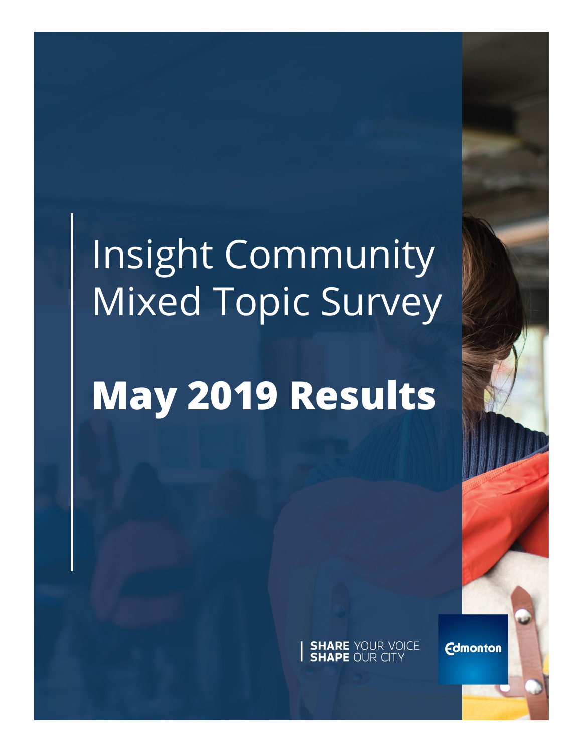# Insight Community Mixed Topic Survey

# May 2019 Results

**SHARE** YOUR VOICE
**SHAPE** OUR CITY

Edmonton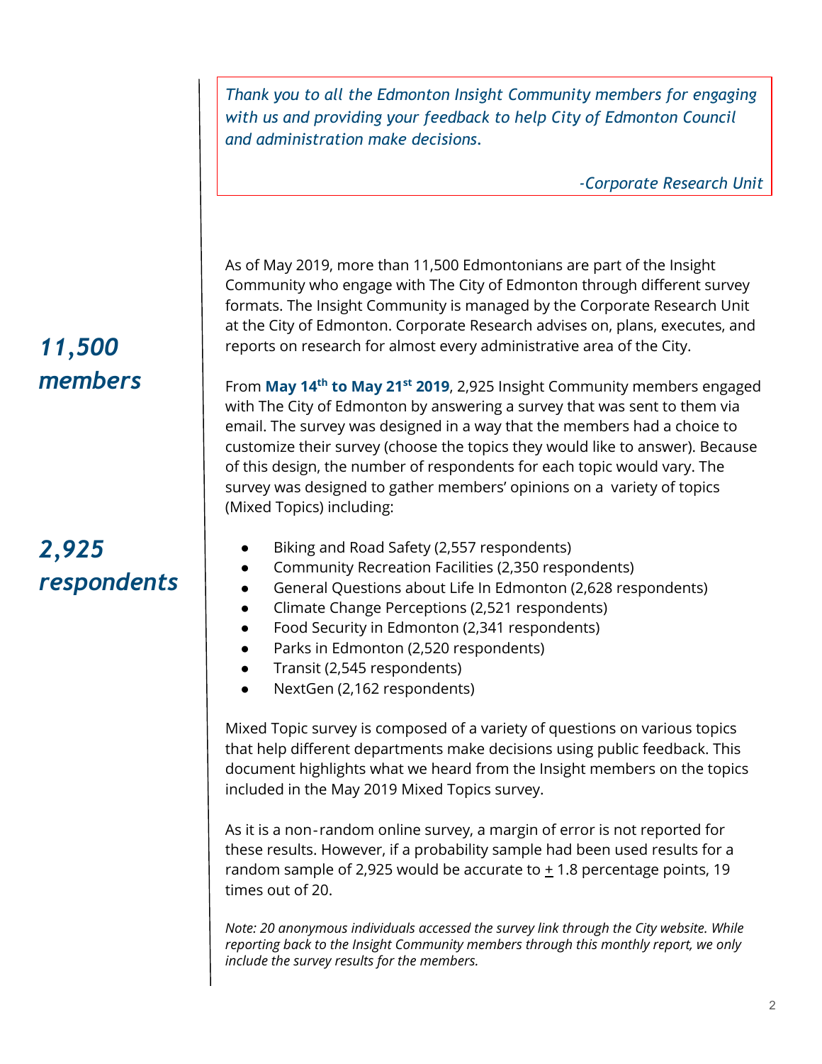> *Thank you to all the Edmonton Insight Community members for engaging with us and providing your feedback to help City of Edmonton Council and administration make decisions.*
>
> *-Corporate Research Unit*

***11,500 members***

As of May 2019, more than 11,500 Edmontonians are part of the Insight Community who engage with The City of Edmonton through different survey formats. The Insight Community is managed by the Corporate Research Unit at the City of Edmonton. Corporate Research advises on, plans, executes, and reports on research for almost every administrative area of the City.

***2,925 respondents***

From **May 14th to May 21st 2019**, 2,925 Insight Community members engaged with The City of Edmonton by answering a survey that was sent to them via email. The survey was designed in a way that the members had a choice to customize their survey (choose the topics they would like to answer). Because of this design, the number of respondents for each topic would vary. The survey was designed to gather members' opinions on a variety of topics (Mixed Topics) including:

- Biking and Road Safety (2,557 respondents)
- Community Recreation Facilities (2,350 respondents)
- General Questions about Life In Edmonton (2,628 respondents)
- Climate Change Perceptions (2,521 respondents)
- Food Security in Edmonton (2,341 respondents)
- Parks in Edmonton (2,520 respondents)
- Transit (2,545 respondents)
- NextGen (2,162 respondents)

Mixed Topic survey is composed of a variety of questions on various topics that help different departments make decisions using public feedback. This document highlights what we heard from the Insight members on the topics included in the May 2019 Mixed Topics survey.

As it is a non-random online survey, a margin of error is not reported for these results. However, if a probability sample had been used results for a random sample of 2,925 would be accurate to ± 1.8 percentage points, 19 times out of 20.

*Note: 20 anonymous individuals accessed the survey link through the City website. While reporting back to the Insight Community members through this monthly report, we only include the survey results for the members.*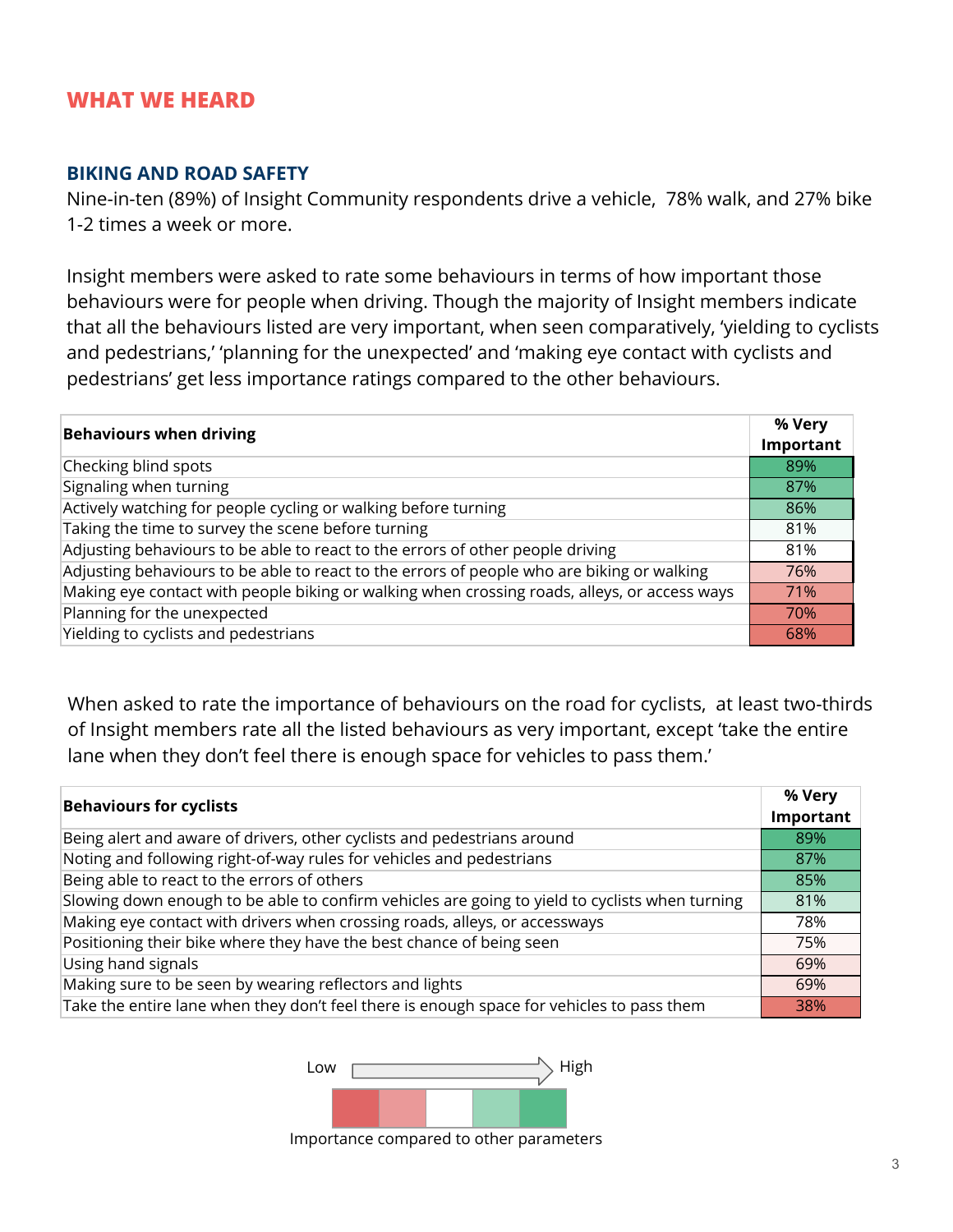## WHAT WE HEARD

### BIKING AND ROAD SAFETY

Nine-in-ten (89%) of Insight Community respondents drive a vehicle, 78% walk, and 27% bike 1-2 times a week or more.

Insight members were asked to rate some behaviours in terms of how important those behaviours were for people when driving. Though the majority of Insight members indicate that all the behaviours listed are very important, when seen comparatively, 'yielding to cyclists and pedestrians,' 'planning for the unexpected' and 'making eye contact with cyclists and pedestrians' get less importance ratings compared to the other behaviours.

| Behaviours when driving | % Very Important |
|---|---|
| Checking blind spots | 89% |
| Signaling when turning | 87% |
| Actively watching for people cycling or walking before turning | 86% |
| Taking the time to survey the scene before turning | 81% |
| Adjusting behaviours to be able to react to the errors of other people driving | 81% |
| Adjusting behaviours to be able to react to the errors of people who are biking or walking | 76% |
| Making eye contact with people biking or walking when crossing roads, alleys, or access ways | 71% |
| Planning for the unexpected | 70% |
| Yielding to cyclists and pedestrians | 68% |

When asked to rate the importance of behaviours on the road for cyclists, at least two-thirds of Insight members rate all the listed behaviours as very important, except 'take the entire lane when they don't feel there is enough space for vehicles to pass them.'

| Behaviours for cyclists | % Very Important |
|---|---|
| Being alert and aware of drivers, other cyclists and pedestrians around | 89% |
| Noting and following right-of-way rules for vehicles and pedestrians | 87% |
| Being able to react to the errors of others | 85% |
| Slowing down enough to be able to confirm vehicles are going to yield to cyclists when turning | 81% |
| Making eye contact with drivers when crossing roads, alleys, or accessways | 78% |
| Positioning their bike where they have the best chance of being seen | 75% |
| Using hand signals | 69% |
| Making sure to be seen by wearing reflectors and lights | 69% |
| Take the entire lane when they don't feel there is enough space for vehicles to pass them | 38% |

Low → High

Importance compared to other parameters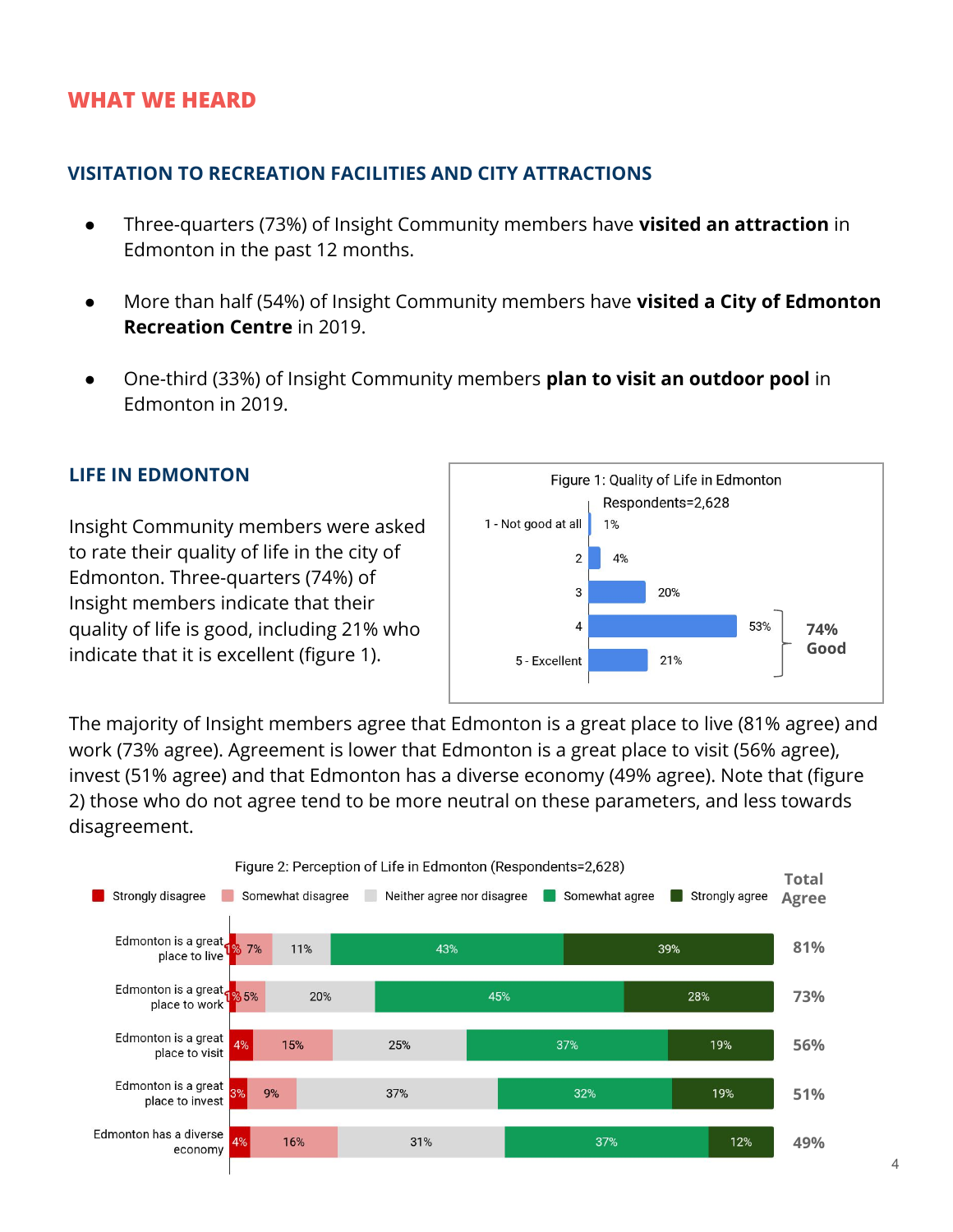# WHAT WE HEARD

## VISITATION TO RECREATION FACILITIES AND CITY ATTRACTIONS

- Three-quarters (73%) of Insight Community members have **visited an attraction** in Edmonton in the past 12 months.
- More than half (54%) of Insight Community members have **visited a City of Edmonton Recreation Centre** in 2019.
- One-third (33%) of Insight Community members **plan to visit an outdoor pool** in Edmonton in 2019.

## LIFE IN EDMONTON

Insight Community members were asked to rate their quality of life in the city of Edmonton. Three-quarters (74%) of Insight members indicate that their quality of life is good, including 21% who indicate that it is excellent (figure 1).

Figure 1: Quality of Life in Edmonton

Respondents=2,628

| Rating | % |
| --- | --- |
| 1 - Not good at all | 1% |
| 2 | 4% |
| 3 | 20% |
| 4 | 53% |
| 5 - Excellent | 21% |

74% Good (4 + 5)

The majority of Insight members agree that Edmonton is a great place to live (81% agree) and work (73% agree). Agreement is lower that Edmonton is a great place to visit (56% agree), invest (51% agree) and that Edmonton has a diverse economy (49% agree). Note that (figure 2) those who do not agree tend to be more neutral on these parameters, and less towards disagreement.

Figure 2: Perception of Life in Edmonton (Respondents=2,628)

| | Strongly disagree | Somewhat disagree | Neither agree nor disagree | Somewhat agree | Strongly agree | Total Agree |
| --- | --- | --- | --- | --- | --- | --- |
| Edmonton is a great place to live | 1% | 7% | 11% | 43% | 39% | 81% |
| Edmonton is a great place to work | 1% | 5% | 20% | 45% | 28% | 73% |
| Edmonton is a great place to visit | 4% | 15% | 25% | 37% | 19% | 56% |
| Edmonton is a great place to invest | 3% | 9% | 37% | 32% | 19% | 51% |
| Edmonton has a diverse economy | 4% | 16% | 31% | 37% | 12% | 49% |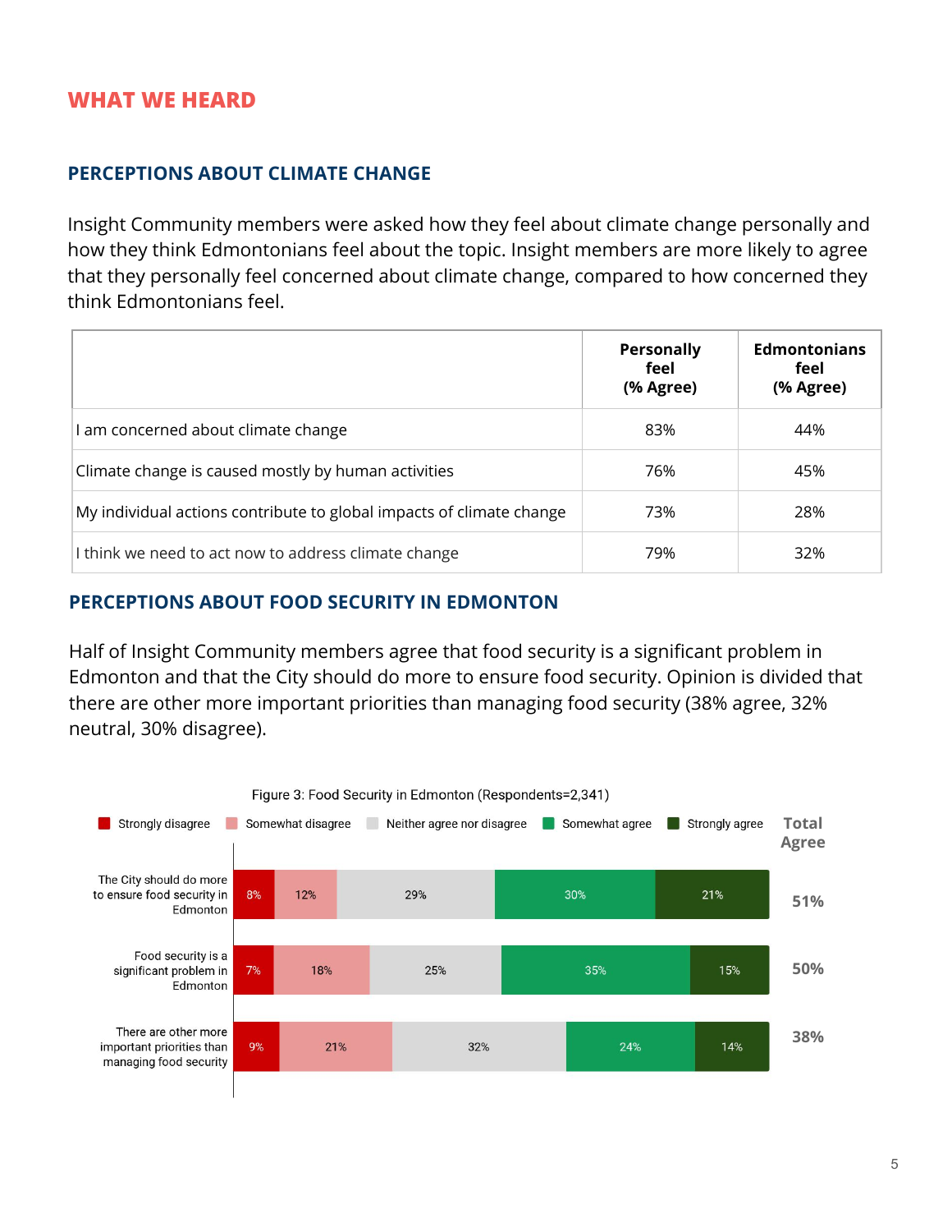## WHAT WE HEARD

### PERCEPTIONS ABOUT CLIMATE CHANGE

Insight Community members were asked how they feel about climate change personally and how they think Edmontonians feel about the topic. Insight members are more likely to agree that they personally feel concerned about climate change, compared to how concerned they think Edmontonians feel.

| | Personally feel (% Agree) | Edmontonians feel (% Agree) |
|---|---|---|
| I am concerned about climate change | 83% | 44% |
| Climate change is caused mostly by human activities | 76% | 45% |
| My individual actions contribute to global impacts of climate change | 73% | 28% |
| I think we need to act now to address climate change | 79% | 32% |

### PERCEPTIONS ABOUT FOOD SECURITY IN EDMONTON

Half of Insight Community members agree that food security is a significant problem in Edmonton and that the City should do more to ensure food security. Opinion is divided that there are other more important priorities than managing food security (38% agree, 32% neutral, 30% disagree).

Figure 3: Food Security in Edmonton (Respondents=2,341)

| | Strongly disagree | Somewhat disagree | Neither agree nor disagree | Somewhat agree | Strongly agree | Total Agree |
|---|---|---|---|---|---|---|
| The City should do more to ensure food security in Edmonton | 8% | 12% | 29% | 30% | 21% | 51% |
| Food security is a significant problem in Edmonton | 7% | 18% | 25% | 35% | 15% | 50% |
| There are other more important priorities than managing food security | 9% | 21% | 32% | 24% | 14% | 38% |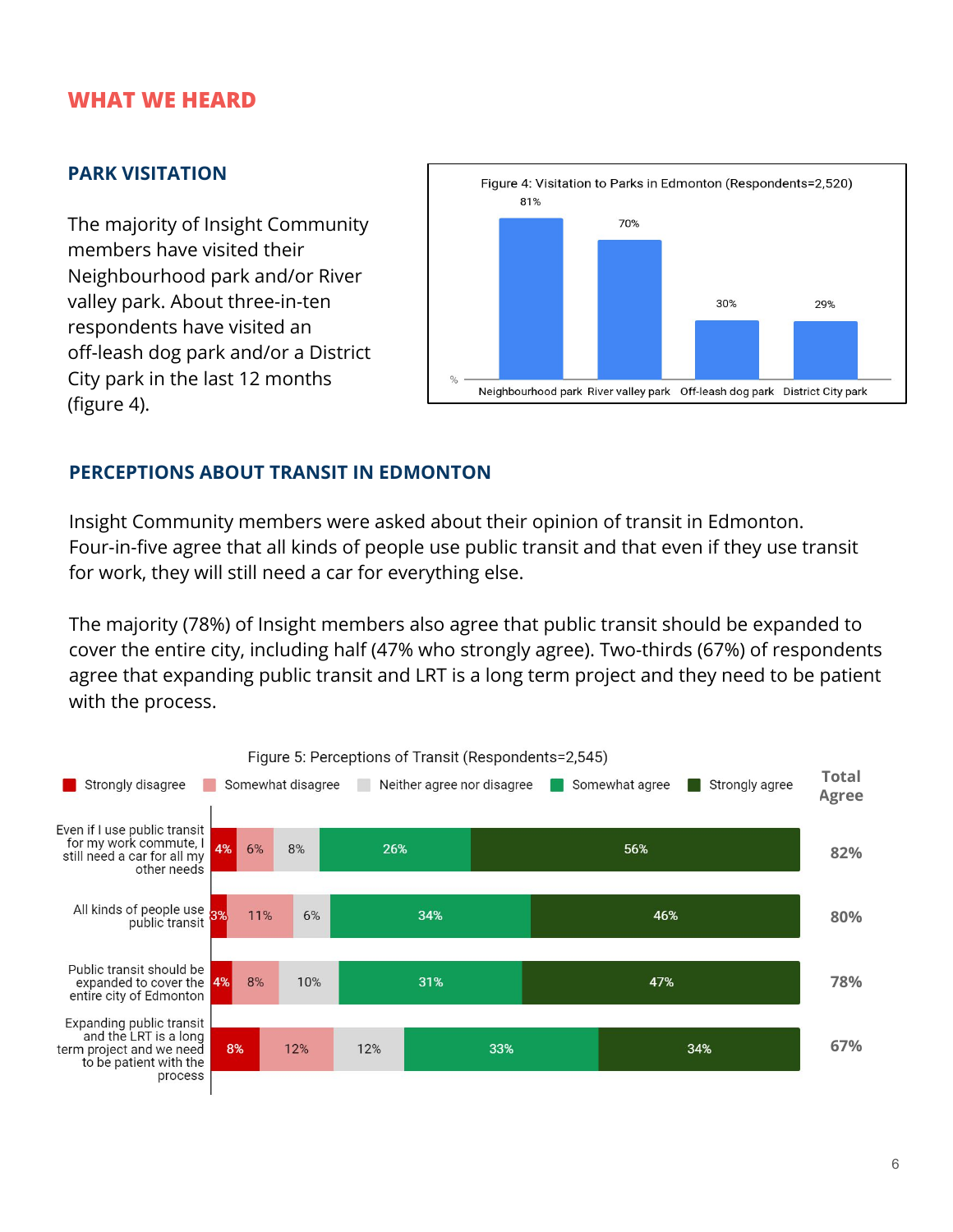## WHAT WE HEARD

### PARK VISITATION

The majority of Insight Community members have visited their Neighbourhood park and/or River valley park. About three-in-ten respondents have visited an off-leash dog park and/or a District City park in the last 12 months (figure 4).

Figure 4: Visitation to Parks in Edmonton (Respondents=2,520)

| Park | % |
|---|---|
| Neighbourhood park | 81% |
| River valley park | 70% |
| Off-leash dog park | 30% |
| District City park | 29% |

### PERCEPTIONS ABOUT TRANSIT IN EDMONTON

Insight Community members were asked about their opinion of transit in Edmonton. Four-in-five agree that all kinds of people use public transit and that even if they use transit for work, they will still need a car for everything else.

The majority (78%) of Insight members also agree that public transit should be expanded to cover the entire city, including half (47% who strongly agree). Two-thirds (67%) of respondents agree that expanding public transit and LRT is a long term project and they need to be patient with the process.

Figure 5: Perceptions of Transit (Respondents=2,545)

| Statement | Strongly disagree | Somewhat disagree | Neither agree nor disagree | Somewhat agree | Strongly agree | Total Agree |
|---|---|---|---|---|---|---|
| Even if I use public transit for my work commute, I still need a car for all my other needs | 4% | 6% | 8% | 26% | 56% | 82% |
| All kinds of people use public transit | 3% | 11% | 6% | 34% | 46% | 80% |
| Public transit should be expanded to cover the entire city of Edmonton | 4% | 8% | 10% | 31% | 47% | 78% |
| Expanding public transit and the LRT is a long term project and we need to be patient with the process | 8% | 12% | 12% | 33% | 34% | 67% |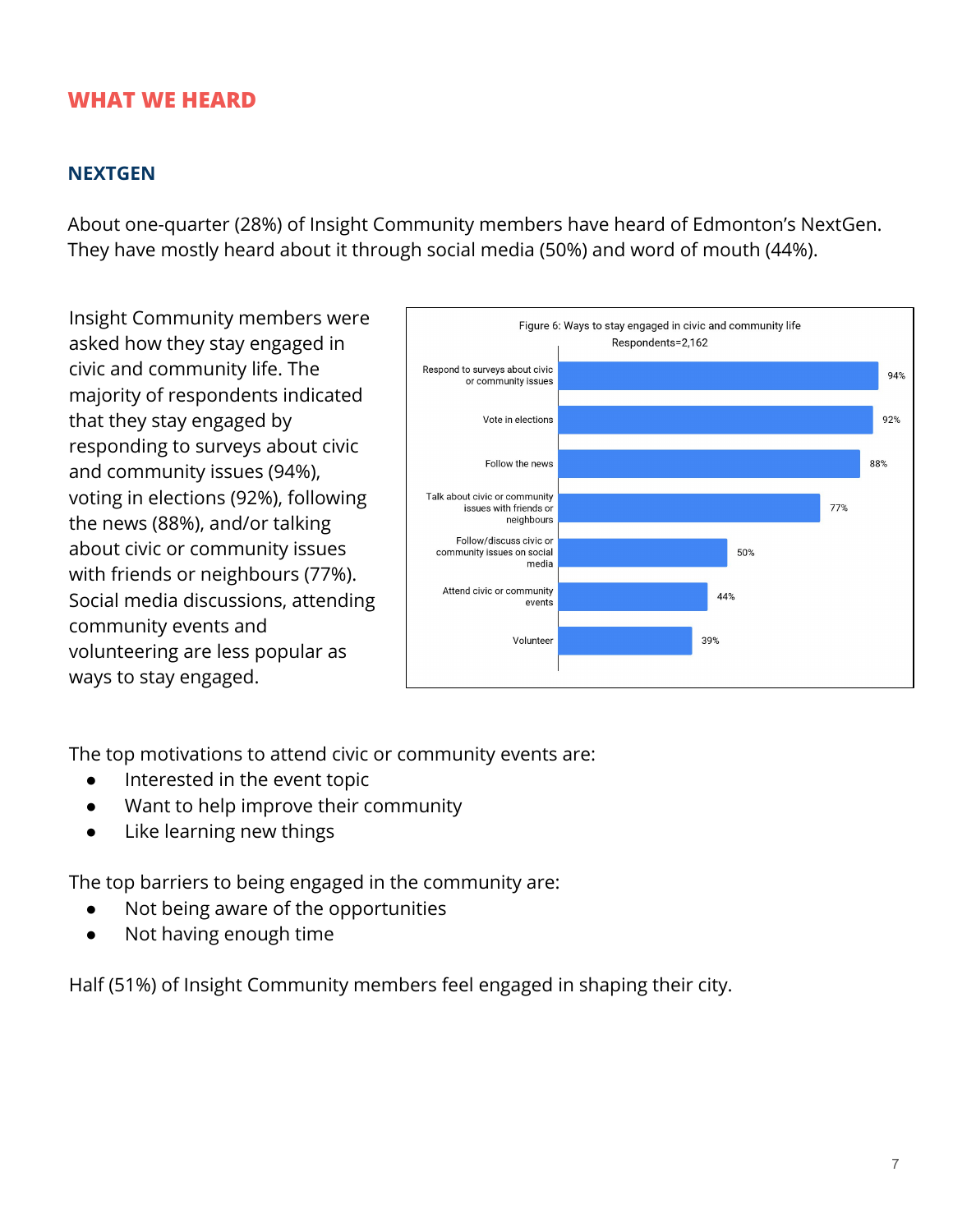## WHAT WE HEARD

### NEXTGEN

About one-quarter (28%) of Insight Community members have heard of Edmonton's NextGen. They have mostly heard about it through social media (50%) and word of mouth (44%).

Insight Community members were asked how they stay engaged in civic and community life. The majority of respondents indicated that they stay engaged by responding to surveys about civic and community issues (94%), voting in elections (92%), following the news (88%), and/or talking about civic or community issues with friends or neighbours (77%). Social media discussions, attending community events and volunteering are less popular as ways to stay engaged.

Figure 6: Ways to stay engaged in civic and community life
Respondents=2,162

| Way to stay engaged | % |
|---|---|
| Respond to surveys about civic or community issues | 94% |
| Vote in elections | 92% |
| Follow the news | 88% |
| Talk about civic or community issues with friends or neighbours | 77% |
| Follow/discuss civic or community issues on social media | 50% |
| Attend civic or community events | 44% |
| Volunteer | 39% |

The top motivations to attend civic or community events are:

- Interested in the event topic
- Want to help improve their community
- Like learning new things

The top barriers to being engaged in the community are:

- Not being aware of the opportunities
- Not having enough time

Half (51%) of Insight Community members feel engaged in shaping their city.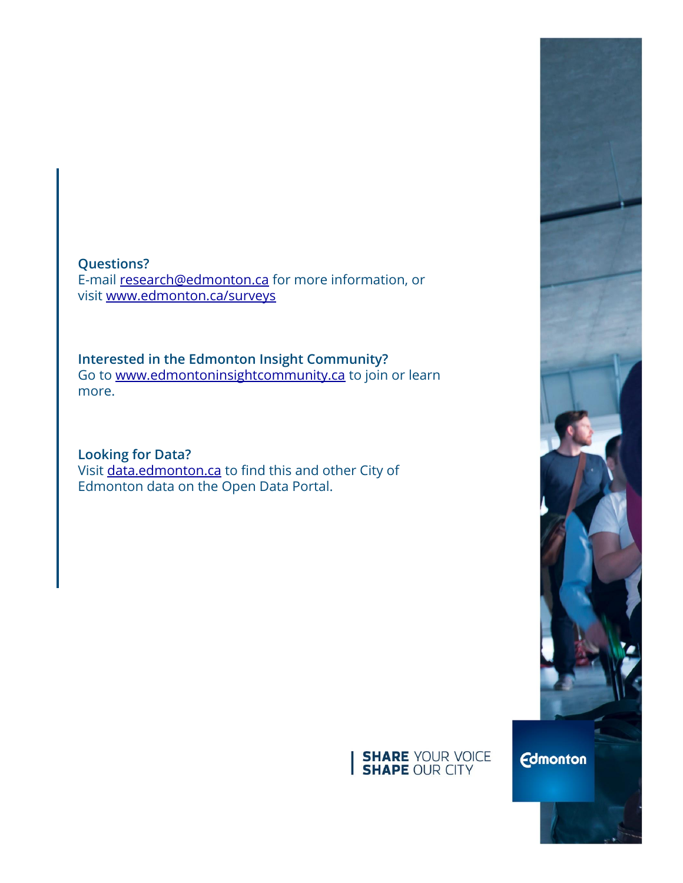**Questions?**
E-mail [research@edmonton.ca](mailto:research@edmonton.ca) for more information, or visit [www.edmonton.ca/surveys](http://www.edmonton.ca/surveys)

**Interested in the Edmonton Insight Community?**
Go to [www.edmontoninsightcommunity.ca](http://www.edmontoninsightcommunity.ca) to join or learn more.

**Looking for Data?**
Visit [data.edmonton.ca](http://data.edmonton.ca) to find this and other City of Edmonton data on the Open Data Portal.

**SHARE** YOUR VOICE
**SHAPE** OUR CITY

Edmonton